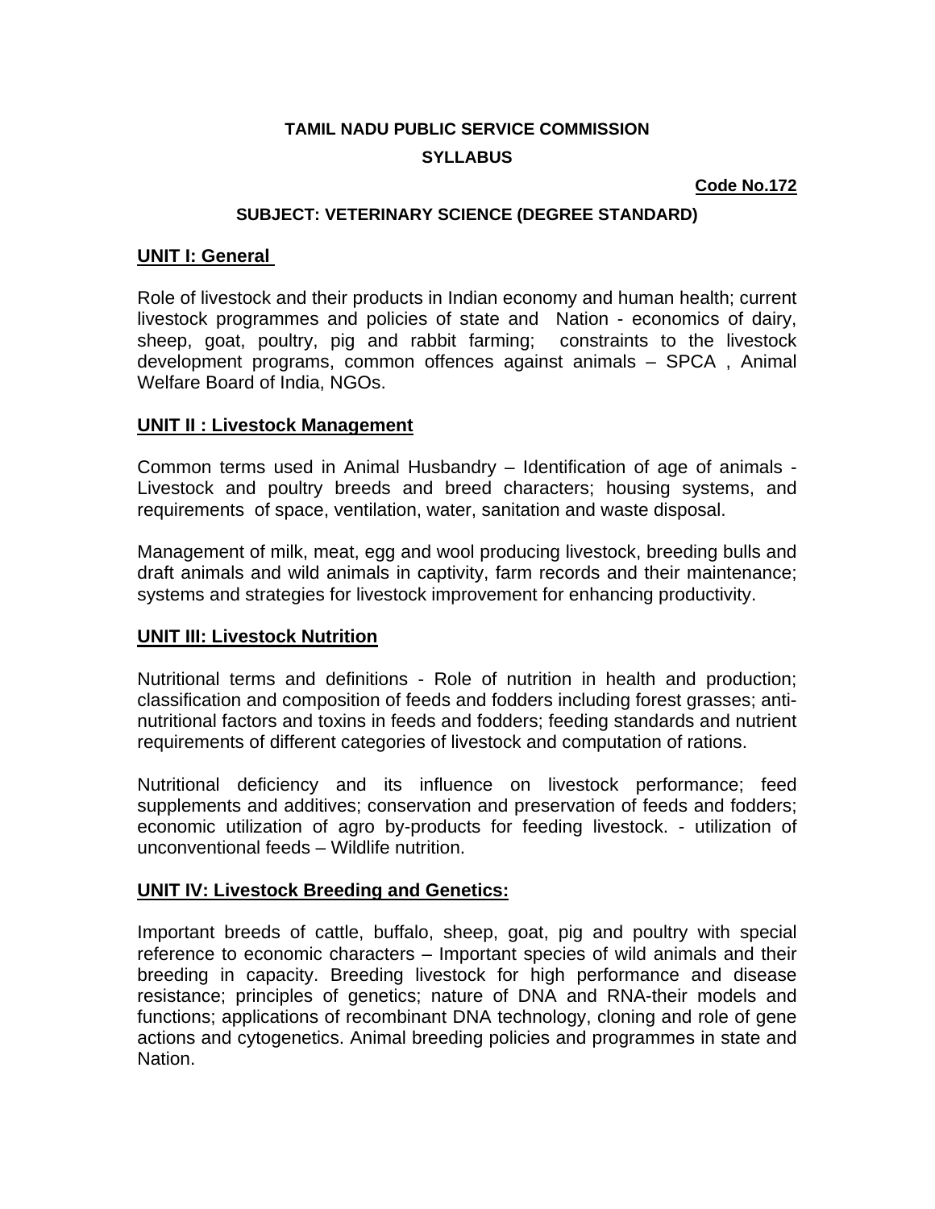**TAMIL NADU PUBLIC SERVICE COMMISSION**

**SYLLABUS**

**Code No.172**

**SUBJECT: VETERINARY SCIENCE (DEGREE STANDARD)**

## UNIT I: General

Role of livestock and their products in Indian economy and human health; current livestock programmes and policies of state and Nation - economics of dairy, sheep, goat, poultry, pig and rabbit farming; constraints to the livestock development programs, common offences against animals – SPCA , Animal Welfare Board of India, NGOs.

## UNIT II : Livestock Management

Common terms used in Animal Husbandry – Identification of age of animals - Livestock and poultry breeds and breed characters; housing systems, and requirements of space, ventilation, water, sanitation and waste disposal.

Management of milk, meat, egg and wool producing livestock, breeding bulls and draft animals and wild animals in captivity, farm records and their maintenance; systems and strategies for livestock improvement for enhancing productivity.

## UNIT III: Livestock Nutrition

Nutritional terms and definitions - Role of nutrition in health and production; classification and composition of feeds and fodders including forest grasses; anti-nutritional factors and toxins in feeds and fodders; feeding standards and nutrient requirements of different categories of livestock and computation of rations.

Nutritional deficiency and its influence on livestock performance; feed supplements and additives; conservation and preservation of feeds and fodders; economic utilization of agro by-products for feeding livestock. - utilization of unconventional feeds – Wildlife nutrition.

## UNIT IV: Livestock Breeding and Genetics:

Important breeds of cattle, buffalo, sheep, goat, pig and poultry with special reference to economic characters – Important species of wild animals and their breeding in capacity. Breeding livestock for high performance and disease resistance; principles of genetics; nature of DNA and RNA-their models and functions; applications of recombinant DNA technology, cloning and role of gene actions and cytogenetics. Animal breeding policies and programmes in state and Nation.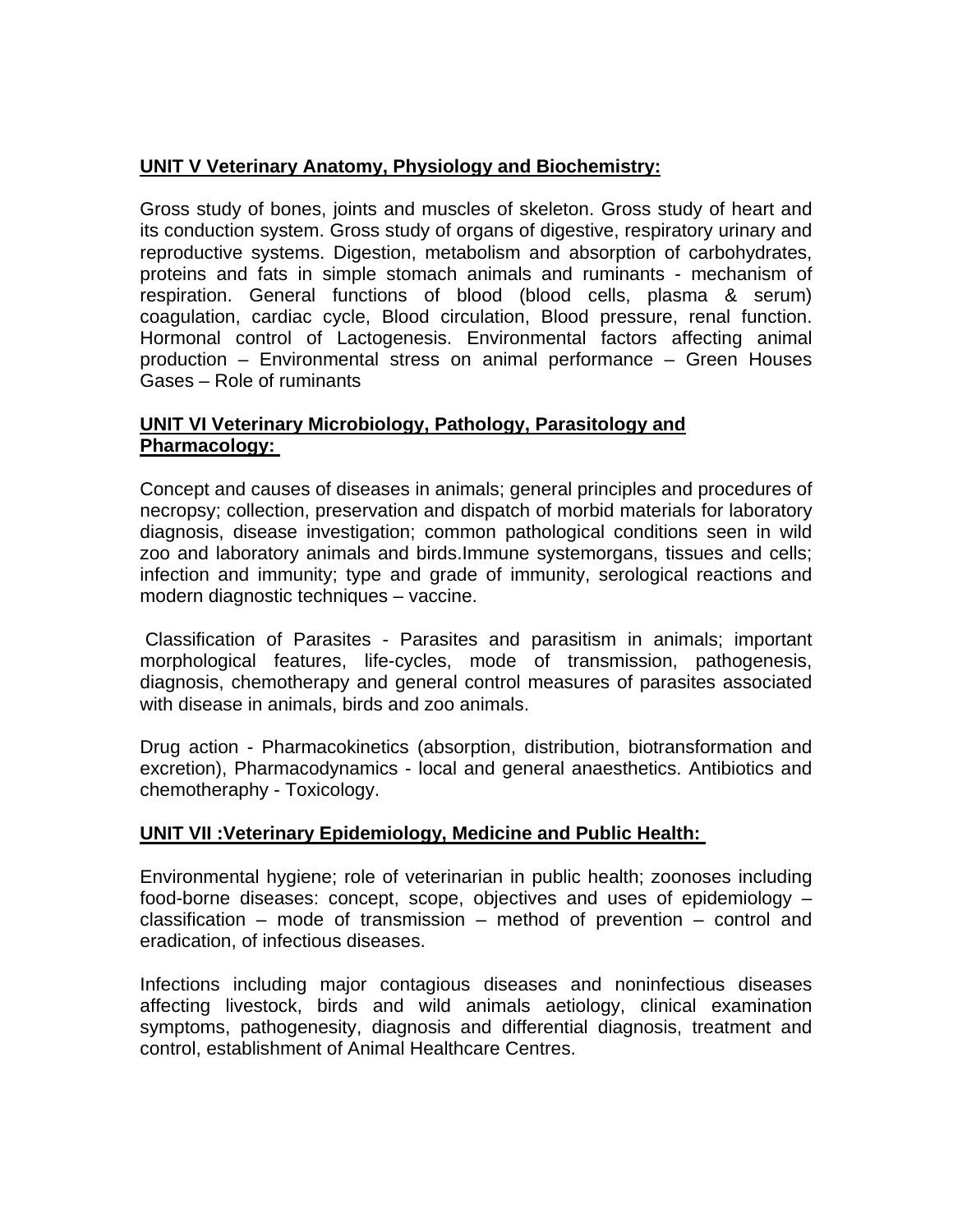## UNIT V Veterinary Anatomy, Physiology and Biochemistry:

Gross study of bones, joints and muscles of skeleton. Gross study of heart and its conduction system. Gross study of organs of digestive, respiratory urinary and reproductive systems. Digestion, metabolism and absorption of carbohydrates, proteins and fats in simple stomach animals and ruminants - mechanism of respiration. General functions of blood (blood cells, plasma & serum) coagulation, cardiac cycle, Blood circulation, Blood pressure, renal function. Hormonal control of Lactogenesis. Environmental factors affecting animal production – Environmental stress on animal performance – Green Houses Gases – Role of ruminants

## UNIT VI Veterinary Microbiology, Pathology, Parasitology and Pharmacology:

Concept and causes of diseases in animals; general principles and procedures of necropsy; collection, preservation and dispatch of morbid materials for laboratory diagnosis, disease investigation; common pathological conditions seen in wild zoo and laboratory animals and birds.Immune systemorgans, tissues and cells; infection and immunity; type and grade of immunity, serological reactions and modern diagnostic techniques – vaccine.

Classification of Parasites - Parasites and parasitism in animals; important morphological features, life-cycles, mode of transmission, pathogenesis, diagnosis, chemotherapy and general control measures of parasites associated with disease in animals, birds and zoo animals.

Drug action - Pharmacokinetics (absorption, distribution, biotransformation and excretion), Pharmacodynamics - local and general anaesthetics. Antibiotics and chemotheraphy - Toxicology.

## UNIT VII :Veterinary Epidemiology, Medicine and Public Health:

Environmental hygiene; role of veterinarian in public health; zoonoses including food-borne diseases: concept, scope, objectives and uses of epidemiology – classification – mode of transmission – method of prevention – control and eradication, of infectious diseases.

Infections including major contagious diseases and noninfectious diseases affecting livestock, birds and wild animals aetiology, clinical examination symptoms, pathogenesity, diagnosis and differential diagnosis, treatment and control, establishment of Animal Healthcare Centres.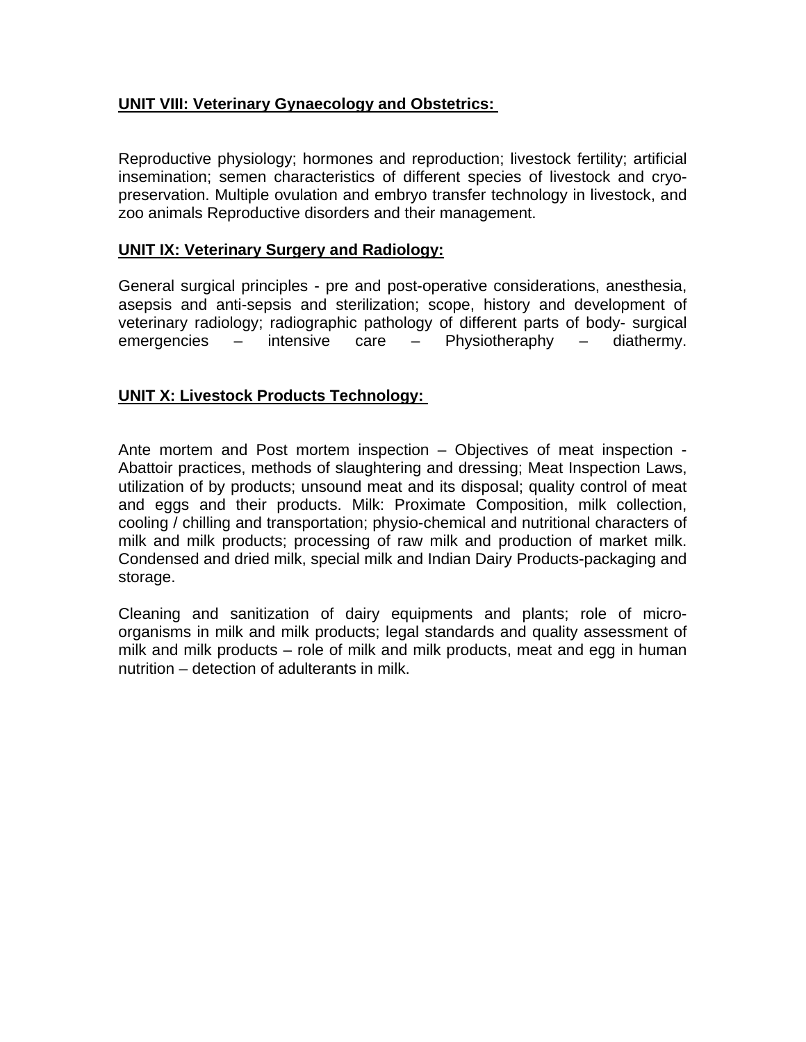**UNIT VIII: Veterinary Gynaecology and Obstetrics:**

Reproductive physiology; hormones and reproduction; livestock fertility; artificial insemination; semen characteristics of different species of livestock and cryo-preservation. Multiple ovulation and embryo transfer technology in livestock, and zoo animals Reproductive disorders and their management.

**UNIT IX: Veterinary Surgery and Radiology:**

General surgical principles - pre and post-operative considerations, anesthesia, asepsis and anti-sepsis and sterilization; scope, history and development of veterinary radiology; radiographic pathology of different parts of body- surgical emergencies – intensive care – Physiotheraphy – diathermy.

**UNIT X: Livestock Products Technology:**

Ante mortem and Post mortem inspection – Objectives of meat inspection - Abattoir practices, methods of slaughtering and dressing; Meat Inspection Laws, utilization of by products; unsound meat and its disposal; quality control of meat and eggs and their products. Milk: Proximate Composition, milk collection, cooling / chilling and transportation; physio-chemical and nutritional characters of milk and milk products; processing of raw milk and production of market milk. Condensed and dried milk, special milk and Indian Dairy Products-packaging and storage.

Cleaning and sanitization of dairy equipments and plants; role of micro-organisms in milk and milk products; legal standards and quality assessment of milk and milk products – role of milk and milk products, meat and egg in human nutrition – detection of adulterants in milk.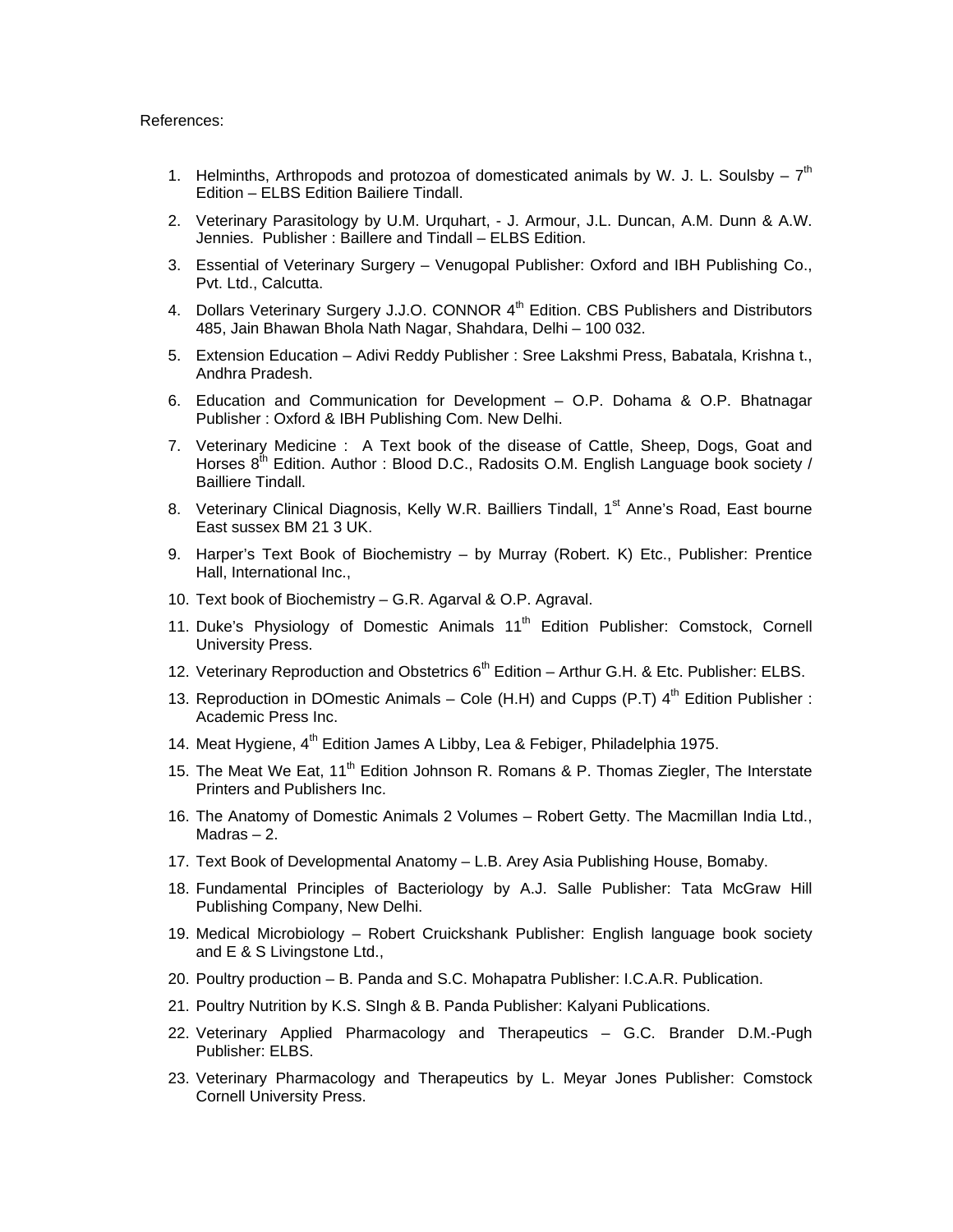References:

1. Helminths, Arthropods and protozoa of domesticated animals by W. J. L. Soulsby – 7th Edition – ELBS Edition Bailiere Tindall.
2. Veterinary Parasitology by U.M. Urquhart, - J. Armour, J.L. Duncan, A.M. Dunn & A.W. Jennies. Publisher : Baillere and Tindall – ELBS Edition.
3. Essential of Veterinary Surgery – Venugopal Publisher: Oxford and IBH Publishing Co., Pvt. Ltd., Calcutta.
4. Dollars Veterinary Surgery J.J.O. CONNOR 4th Edition. CBS Publishers and Distributors 485, Jain Bhawan Bhola Nath Nagar, Shahdara, Delhi – 100 032.
5. Extension Education – Adivi Reddy Publisher : Sree Lakshmi Press, Babatala, Krishna t., Andhra Pradesh.
6. Education and Communication for Development – O.P. Dohama & O.P. Bhatnagar Publisher : Oxford & IBH Publishing Com. New Delhi.
7. Veterinary Medicine : A Text book of the disease of Cattle, Sheep, Dogs, Goat and Horses 8th Edition. Author : Blood D.C., Radosits O.M. English Language book society / Bailliere Tindall.
8. Veterinary Clinical Diagnosis, Kelly W.R. Bailliers Tindall, 1st Anne's Road, East bourne East sussex BM 21 3 UK.
9. Harper's Text Book of Biochemistry – by Murray (Robert. K) Etc., Publisher: Prentice Hall, International Inc.,
10. Text book of Biochemistry – G.R. Agarval & O.P. Agraval.
11. Duke's Physiology of Domestic Animals 11th Edition Publisher: Comstock, Cornell University Press.
12. Veterinary Reproduction and Obstetrics 6th Edition – Arthur G.H. & Etc. Publisher: ELBS.
13. Reproduction in DOmestic Animals – Cole (H.H) and Cupps (P.T) 4th Edition Publisher : Academic Press Inc.
14. Meat Hygiene, 4th Edition James A Libby, Lea & Febiger, Philadelphia 1975.
15. The Meat We Eat, 11th Edition Johnson R. Romans & P. Thomas Ziegler, The Interstate Printers and Publishers Inc.
16. The Anatomy of Domestic Animals 2 Volumes – Robert Getty. The Macmillan India Ltd., Madras – 2.
17. Text Book of Developmental Anatomy – L.B. Arey Asia Publishing House, Bomaby.
18. Fundamental Principles of Bacteriology by A.J. Salle Publisher: Tata McGraw Hill Publishing Company, New Delhi.
19. Medical Microbiology – Robert Cruickshank Publisher: English language book society and E & S Livingstone Ltd.,
20. Poultry production – B. Panda and S.C. Mohapatra Publisher: I.C.A.R. Publication.
21. Poultry Nutrition by K.S. SIngh & B. Panda Publisher: Kalyani Publications.
22. Veterinary Applied Pharmacology and Therapeutics – G.C. Brander D.M.-Pugh Publisher: ELBS.
23. Veterinary Pharmacology and Therapeutics by L. Meyar Jones Publisher: Comstock Cornell University Press.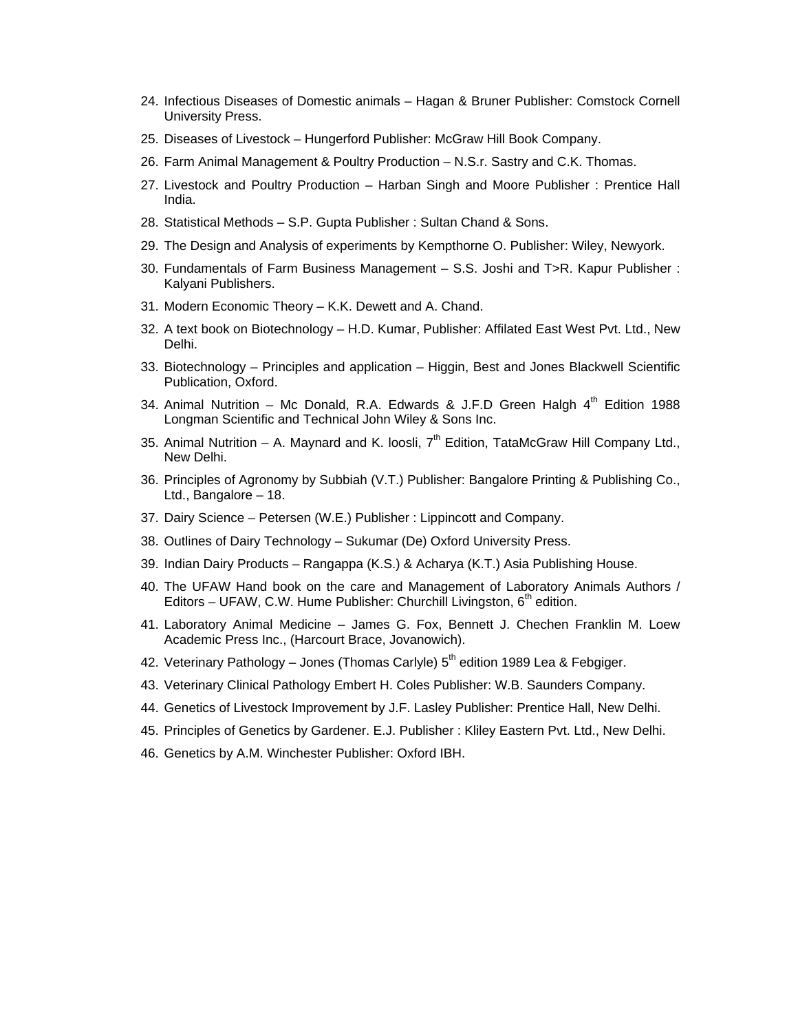24. Infectious Diseases of Domestic animals – Hagan & Bruner Publisher: Comstock Cornell University Press.
25. Diseases of Livestock – Hungerford Publisher: McGraw Hill Book Company.
26. Farm Animal Management & Poultry Production – N.S.r. Sastry and C.K. Thomas.
27. Livestock and Poultry Production – Harban Singh and Moore Publisher : Prentice Hall India.
28. Statistical Methods – S.P. Gupta Publisher : Sultan Chand & Sons.
29. The Design and Analysis of experiments by Kempthorne O. Publisher: Wiley, Newyork.
30. Fundamentals of Farm Business Management – S.S. Joshi and T>R. Kapur Publisher : Kalyani Publishers.
31. Modern Economic Theory – K.K. Dewett and A. Chand.
32. A text book on Biotechnology – H.D. Kumar, Publisher: Affilated East West Pvt. Ltd., New Delhi.
33. Biotechnology – Principles and application – Higgin, Best and Jones Blackwell Scientific Publication, Oxford.
34. Animal Nutrition – Mc Donald, R.A. Edwards & J.F.D Green Halgh 4th Edition 1988 Longman Scientific and Technical John Wiley & Sons Inc.
35. Animal Nutrition – A. Maynard and K. loosli, 7th Edition, TataMcGraw Hill Company Ltd., New Delhi.
36. Principles of Agronomy by Subbiah (V.T.) Publisher: Bangalore Printing & Publishing Co., Ltd., Bangalore – 18.
37. Dairy Science – Petersen (W.E.) Publisher : Lippincott and Company.
38. Outlines of Dairy Technology – Sukumar (De) Oxford University Press.
39. Indian Dairy Products – Rangappa (K.S.) & Acharya (K.T.) Asia Publishing House.
40. The UFAW Hand book on the care and Management of Laboratory Animals Authors / Editors – UFAW, C.W. Hume Publisher: Churchill Livingston, 6th edition.
41. Laboratory Animal Medicine – James G. Fox, Bennett J. Chechen Franklin M. Loew Academic Press Inc., (Harcourt Brace, Jovanowich).
42. Veterinary Pathology – Jones (Thomas Carlyle) 5th edition 1989 Lea & Febgiger.
43. Veterinary Clinical Pathology Embert H. Coles Publisher: W.B. Saunders Company.
44. Genetics of Livestock Improvement by J.F. Lasley Publisher: Prentice Hall, New Delhi.
45. Principles of Genetics by Gardener. E.J. Publisher : Kliley Eastern Pvt. Ltd., New Delhi.
46. Genetics by A.M. Winchester Publisher: Oxford IBH.